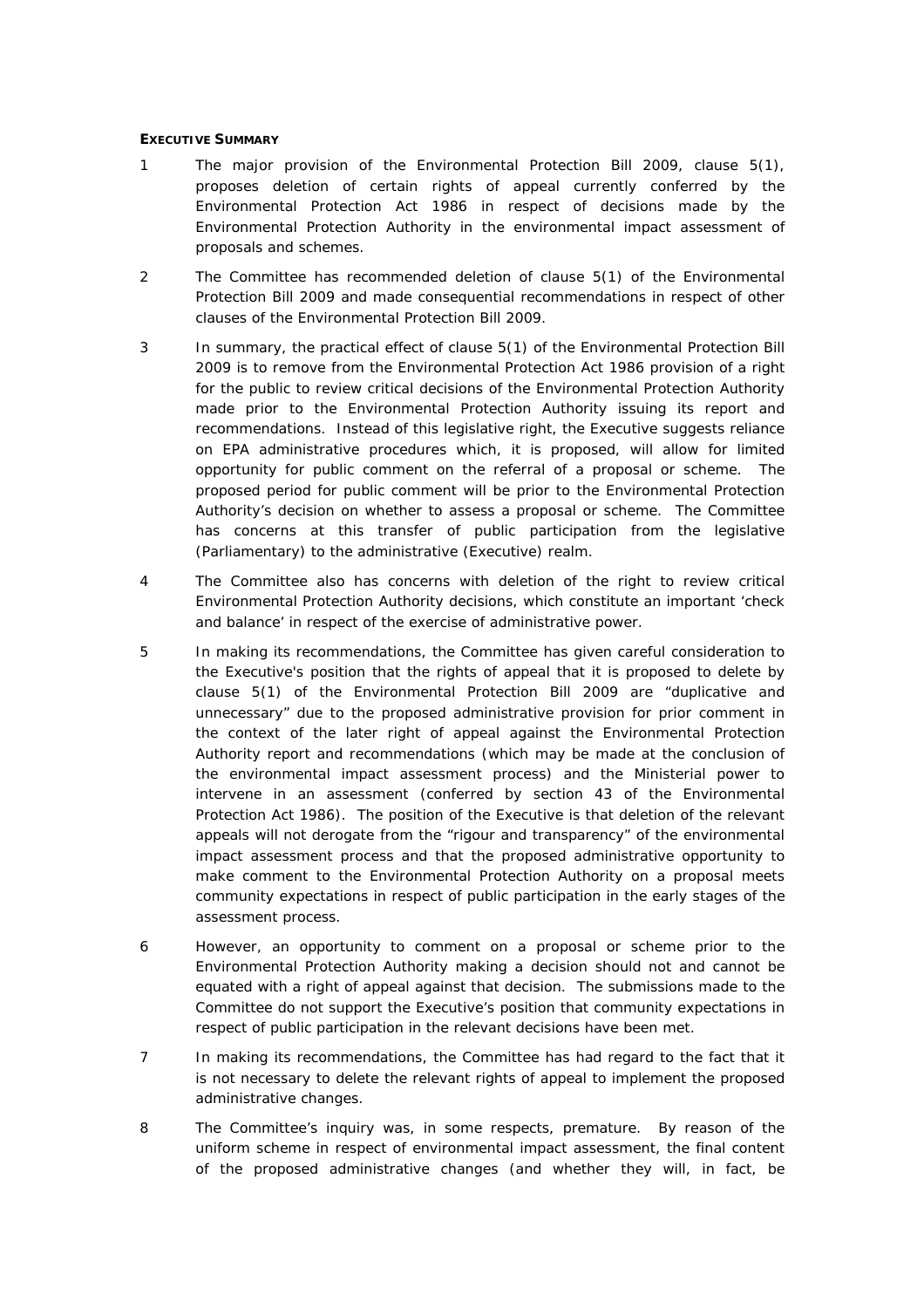**EXECUTIVE SUMMARY**

1 The major provision of the Environmental Protection Bill 2009, clause 5(1), proposes deletion of certain rights of appeal currently conferred by the Environmental Protection Act 1986 in respect of decisions made by the Environmental Protection Authority in the environmental impact assessment of proposals and schemes.

2 The Committee has recommended deletion of clause 5(1) of the Environmental Protection Bill 2009 and made consequential recommendations in respect of other clauses of the Environmental Protection Bill 2009.

3 In summary, the practical effect of clause 5(1) of the Environmental Protection Bill 2009 is to remove from the Environmental Protection Act 1986 provision of a right for the public to review critical decisions of the Environmental Protection Authority made prior to the Environmental Protection Authority issuing its report and recommendations. Instead of this legislative right, the Executive suggests reliance on EPA administrative procedures which, it is proposed, will allow for limited opportunity for public comment on the referral of a proposal or scheme. The proposed period for public comment will be prior to the Environmental Protection Authority's decision on whether to assess a proposal or scheme. The Committee has concerns at this transfer of public participation from the legislative (Parliamentary) to the administrative (Executive) realm.

4 The Committee also has concerns with deletion of the right to review critical Environmental Protection Authority decisions, which constitute an important 'check and balance' in respect of the exercise of administrative power.

5 In making its recommendations, the Committee has given careful consideration to the Executive's position that the rights of appeal that it is proposed to delete by clause 5(1) of the Environmental Protection Bill 2009 are "duplicative and unnecessary" due to the proposed administrative provision for prior comment in the context of the later right of appeal against the Environmental Protection Authority report and recommendations (which may be made at the conclusion of the environmental impact assessment process) and the Ministerial power to intervene in an assessment (conferred by section 43 of the Environmental Protection Act 1986). The position of the Executive is that deletion of the relevant appeals will not derogate from the "rigour and transparency" of the environmental impact assessment process and that the proposed administrative opportunity to make comment to the Environmental Protection Authority on a proposal meets community expectations in respect of public participation in the early stages of the assessment process.

6 However, an opportunity to comment on a proposal or scheme prior to the Environmental Protection Authority making a decision should not and cannot be equated with a right of appeal against that decision. The submissions made to the Committee do not support the Executive's position that community expectations in respect of public participation in the relevant decisions have been met.

7 In making its recommendations, the Committee has had regard to the fact that it is not necessary to delete the relevant rights of appeal to implement the proposed administrative changes.

8 The Committee's inquiry was, in some respects, premature. By reason of the uniform scheme in respect of environmental impact assessment, the final content of the proposed administrative changes (and whether they will, in fact, be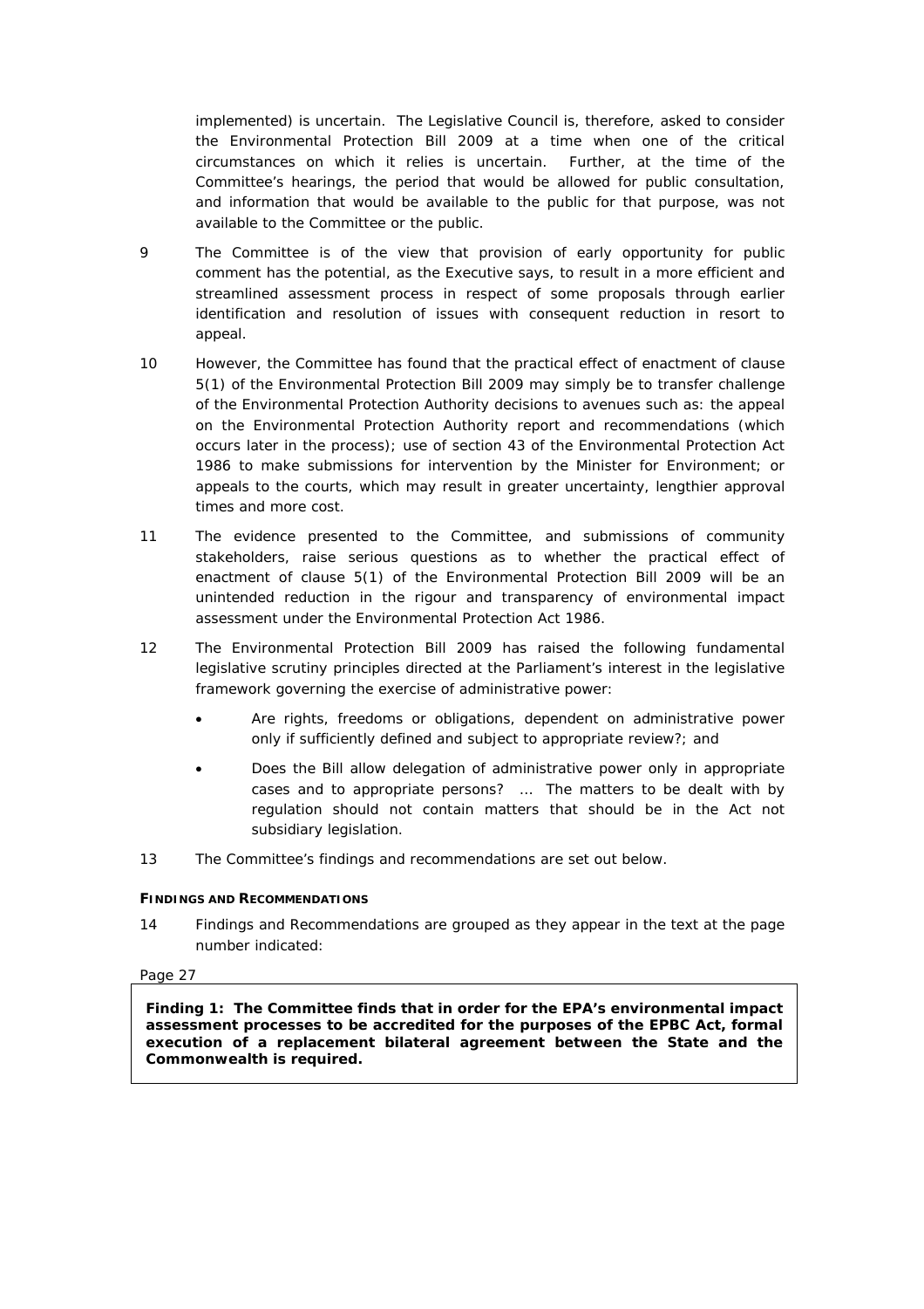implemented) is uncertain. The Legislative Council is, therefore, asked to consider the Environmental Protection Bill 2009 at a time when one of the critical circumstances on which it relies is uncertain. Further, at the time of the Committee's hearings, the period that would be allowed for public consultation, and information that would be available to the public for that purpose, was not available to the Committee or the public.

9 The Committee is of the view that provision of early opportunity for public comment has the potential, as the Executive says, to result in a more efficient and streamlined assessment process in respect of some proposals through earlier identification and resolution of issues with consequent reduction in resort to appeal.

10 However, the Committee has found that the practical effect of enactment of clause 5(1) of the Environmental Protection Bill 2009 may simply be to transfer challenge of the Environmental Protection Authority decisions to avenues such as: the appeal on the Environmental Protection Authority report and recommendations (which occurs later in the process); use of section 43 of the Environmental Protection Act 1986 to make submissions for intervention by the Minister for Environment; or appeals to the courts, which may result in greater uncertainty, lengthier approval times and more cost.

11 The evidence presented to the Committee, and submissions of community stakeholders, raise serious questions as to whether the practical effect of enactment of clause 5(1) of the Environmental Protection Bill 2009 will be an unintended reduction in the rigour and transparency of environmental impact assessment under the Environmental Protection Act 1986.

12 The Environmental Protection Bill 2009 has raised the following fundamental legislative scrutiny principles directed at the Parliament's interest in the legislative framework governing the exercise of administrative power:

- Are rights, freedoms or obligations, dependent on administrative power only if sufficiently defined and subject to appropriate review?; and
- Does the Bill allow delegation of administrative power only in appropriate cases and to appropriate persons? ... The matters to be dealt with by regulation should not contain matters that should be in the Act not subsidiary legislation.

13 The Committee's findings and recommendations are set out below.

#### FINDINGS AND RECOMMENDATIONS

14 Findings and Recommendations are grouped as they appear in the text at the page number indicated:

Page 27

**Finding 1: The Committee finds that in order for the EPA's environmental impact assessment processes to be accredited for the purposes of the EPBC Act, formal execution of a replacement bilateral agreement between the State and the Commonwealth is required.**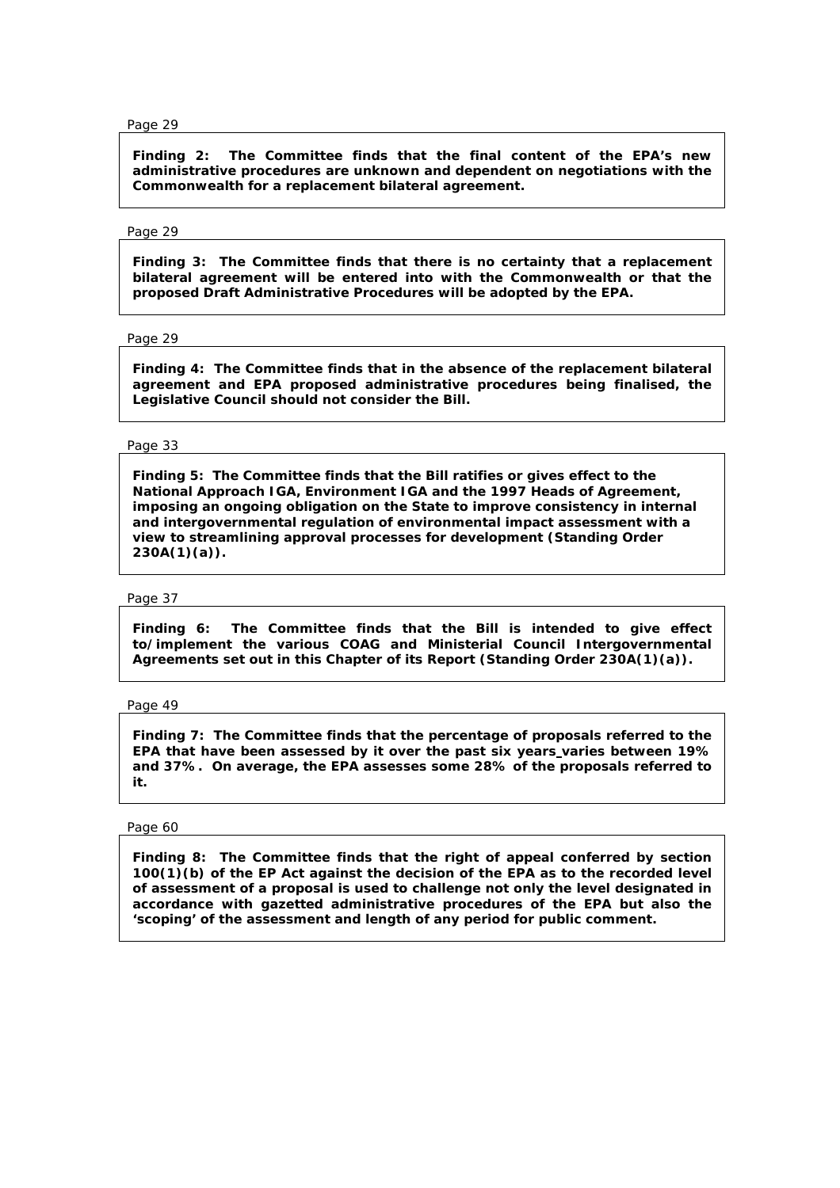Page 29

**Finding 2: The Committee finds that the final content of the EPA's new administrative procedures are unknown and dependent on negotiations with the Commonwealth for a replacement bilateral agreement.**

Page 29

**Finding 3: The Committee finds that there is no certainty that a replacement bilateral agreement will be entered into with the Commonwealth or that the proposed Draft Administrative Procedures will be adopted by the EPA.**

Page 29

**Finding 4: The Committee finds that in the absence of the replacement bilateral agreement and EPA proposed administrative procedures being finalised, the Legislative Council should not consider the Bill.**

Page 33

**Finding 5: The Committee finds that the Bill ratifies or gives effect to the National Approach IGA, Environment IGA and the 1997 Heads of Agreement, imposing an ongoing obligation on the State to improve consistency in internal and intergovernmental regulation of environmental impact assessment with a view to streamlining approval processes for development (Standing Order 230A(1)(a)).**

Page 37

**Finding 6: The Committee finds that the Bill is intended to give effect to/implement the various COAG and Ministerial Council Intergovernmental Agreements set out in this Chapter of its Report (Standing Order 230A(1)(a)).**

Page 49

**Finding 7: The Committee finds that the percentage of proposals referred to the EPA that have been assessed by it over the past six years varies between 19% and 37%. On average, the EPA assesses some 28% of the proposals referred to it.**

Page 60

**Finding 8: The Committee finds that the right of appeal conferred by section 100(1)(b) of the EP Act against the decision of the EPA as to the recorded level of assessment of a proposal is used to challenge not only the level designated in accordance with gazetted administrative procedures of the EPA but also the 'scoping' of the assessment and length of any period for public comment.**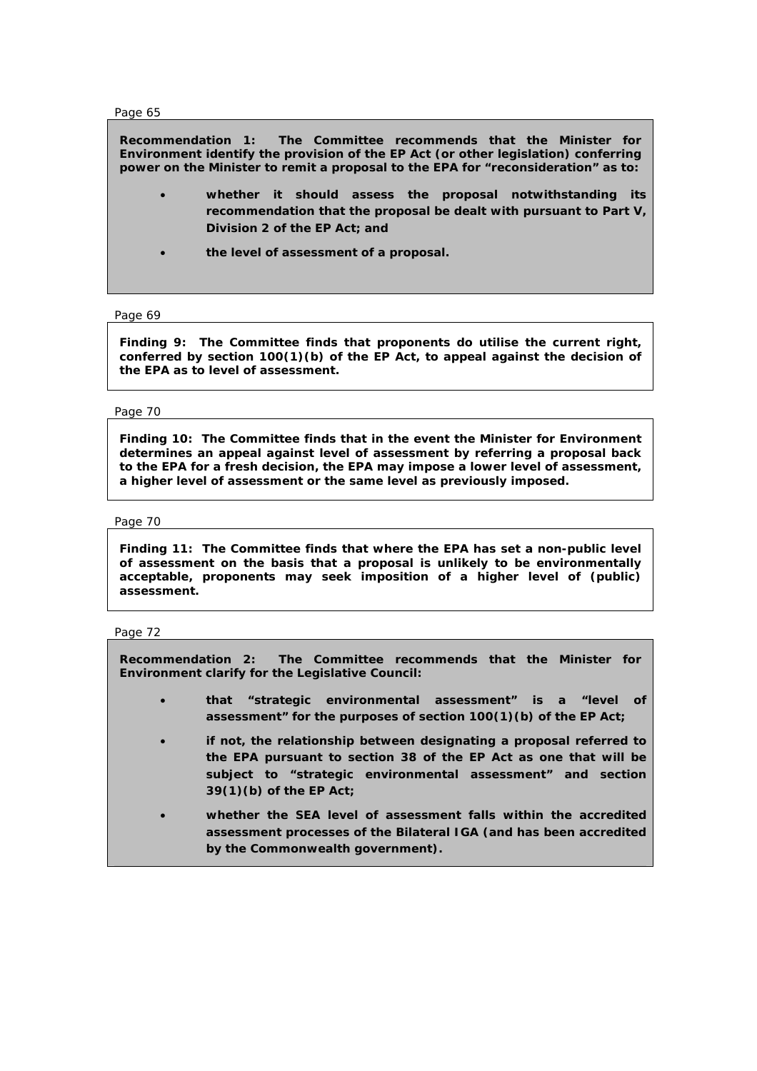Page 65

**Recommendation 1: The Committee recommends that the Minister for Environment identify the provision of the EP Act (or other legislation) conferring power on the Minister to remit a proposal to the EPA for "reconsideration" as to:**

- **whether it should assess the proposal notwithstanding its recommendation that the proposal be dealt with pursuant to Part V, Division 2 of the EP Act; and**
- **the level of assessment of a proposal.**

Page 69

**Finding 9: The Committee finds that proponents do utilise the current right, conferred by section 100(1)(b) of the EP Act, to appeal against the decision of the EPA as to level of assessment.**

Page 70

**Finding 10: The Committee finds that in the event the Minister for Environment determines an appeal against level of assessment by referring a proposal back to the EPA for a fresh decision, the EPA may impose a lower level of assessment, a higher level of assessment or the same level as previously imposed.**

Page 70

**Finding 11: The Committee finds that where the EPA has set a non-public level of assessment on the basis that a proposal is unlikely to be environmentally acceptable, proponents may seek imposition of a higher level of (public) assessment.**

Page 72

**Recommendation 2: The Committee recommends that the Minister for Environment clarify for the Legislative Council:**

- **that "strategic environmental assessment" is a "level of assessment" for the purposes of section 100(1)(b) of the EP Act;**
- **if not, the relationship between designating a proposal referred to the EPA pursuant to section 38 of the EP Act as one that will be subject to "strategic environmental assessment" and section 39(1)(b) of the EP Act;**
- **whether the SEA level of assessment falls within the accredited assessment processes of the Bilateral IGA (and has been accredited by the Commonwealth government).**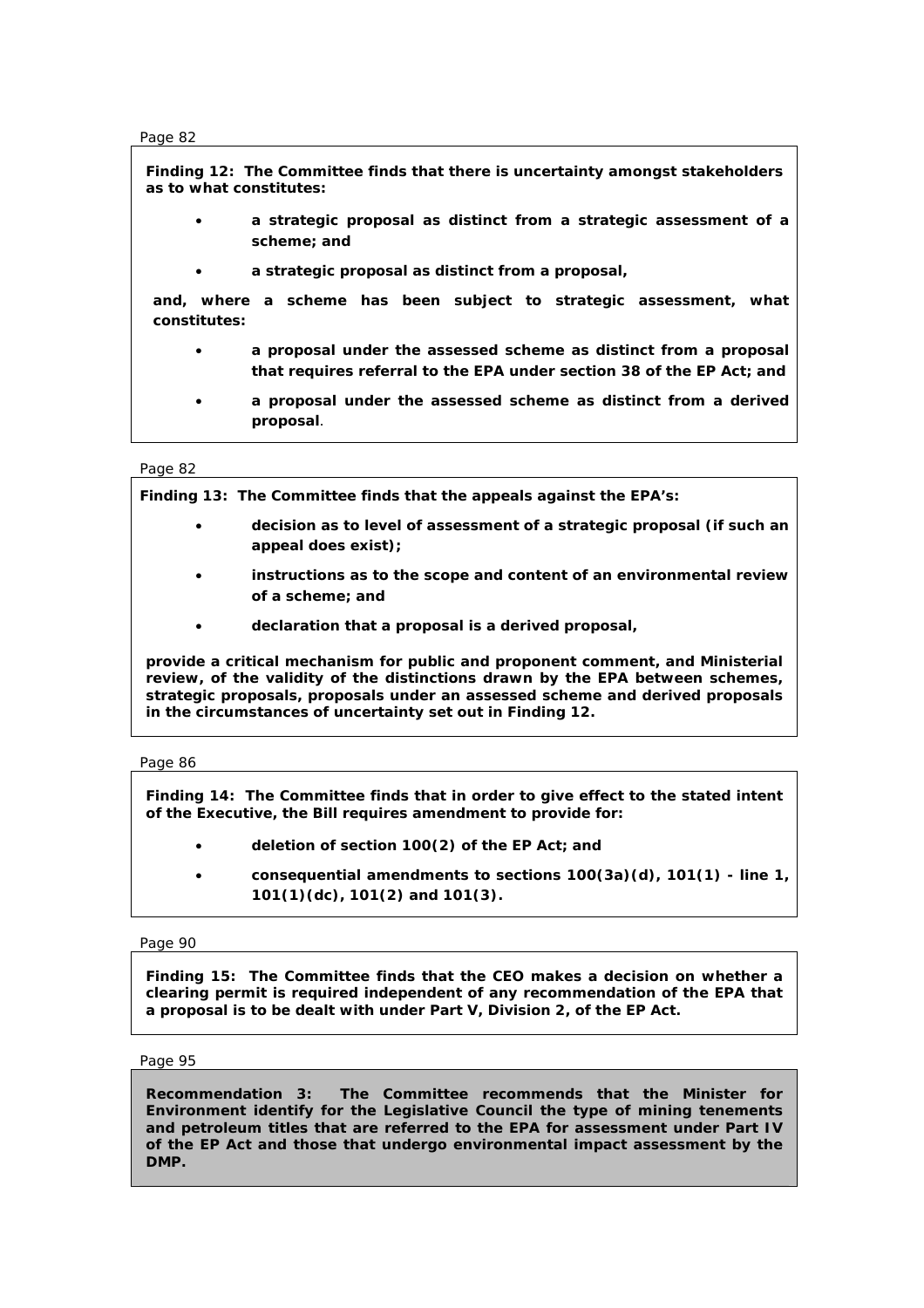Page 82

**Finding 12: The Committee finds that there is uncertainty amongst stakeholders as to what constitutes:**

- **a strategic proposal as distinct from a strategic assessment of a scheme; and**
- **a strategic proposal as distinct from a proposal,**

**and, where a scheme has been subject to strategic assessment, what constitutes:**

- **a proposal under the assessed scheme as distinct from a proposal that requires referral to the EPA under section 38 of the EP Act; and**
- **a proposal under the assessed scheme as distinct from a derived proposal**.

Page 82

**Finding 13: The Committee finds that the appeals against the EPA's:**

- **decision as to level of assessment of a strategic proposal (if such an appeal does exist);**
- **instructions as to the scope and content of an environmental review of a scheme; and**
- **declaration that a proposal is a derived proposal,**

**provide a critical mechanism for public and proponent comment, and Ministerial review, of the validity of the distinctions drawn by the EPA between schemes, strategic proposals, proposals under an assessed scheme and derived proposals in the circumstances of uncertainty set out in Finding 12.**

Page 86

**Finding 14: The Committee finds that in order to give effect to the stated intent of the Executive, the Bill requires amendment to provide for:**

- **deletion of section 100(2) of the EP Act; and**
- **consequential amendments to sections 100(3a)(d), 101(1) - line 1, 101(1)(dc), 101(2) and 101(3).**

Page 90

**Finding 15: The Committee finds that the CEO makes a decision on whether a clearing permit is required independent of any recommendation of the EPA that a proposal is to be dealt with under Part V, Division 2, of the EP Act.**

Page 95

**Recommendation 3: The Committee recommends that the Minister for Environment identify for the Legislative Council the type of mining tenements and petroleum titles that are referred to the EPA for assessment under Part IV of the EP Act and those that undergo environmental impact assessment by the DMP.**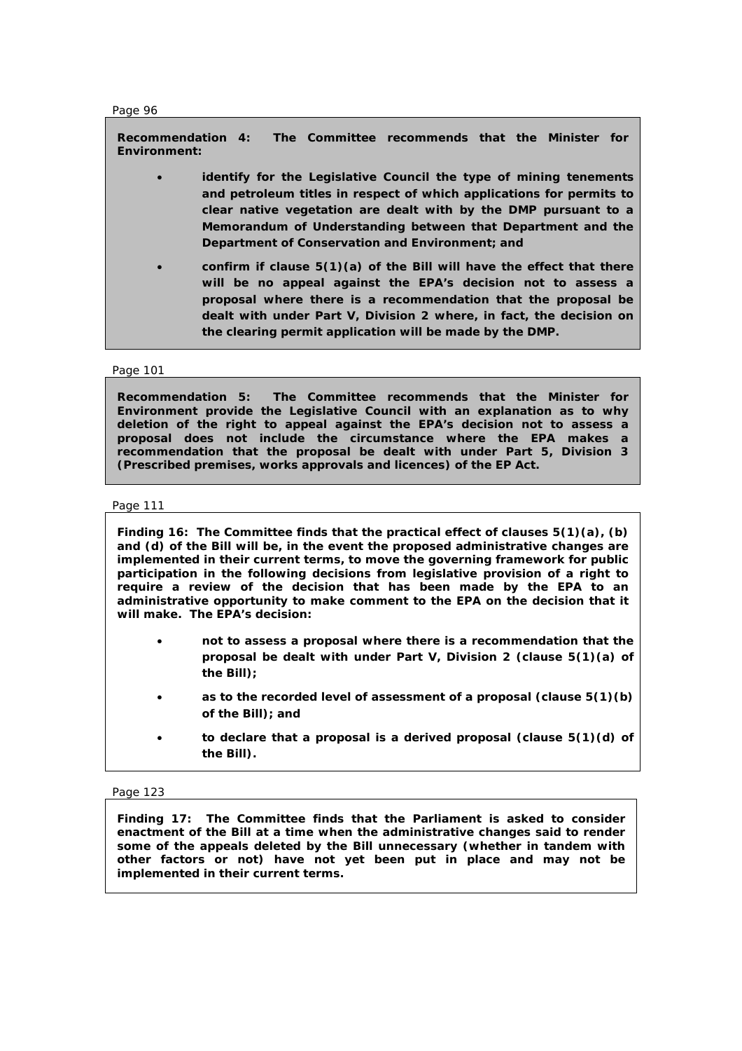Page 96

**Recommendation 4: The Committee recommends that the Minister for Environment:**

- **identify for the Legislative Council the type of mining tenements and petroleum titles in respect of which applications for permits to clear native vegetation are dealt with by the DMP pursuant to a Memorandum of Understanding between that Department and the Department of Conservation and Environment; and**
- **confirm if clause 5(1)(a) of the Bill will have the effect that there will be no appeal against the EPA's decision not to assess a proposal where there is a recommendation that the proposal be dealt with under Part V, Division 2 where, in fact, the decision on the clearing permit application will be made by the DMP.**

Page 101

**Recommendation 5: The Committee recommends that the Minister for Environment provide the Legislative Council with an explanation as to why deletion of the right to appeal against the EPA's decision not to assess a proposal does not include the circumstance where the EPA makes a recommendation that the proposal be dealt with under Part 5, Division 3 (Prescribed premises, works approvals and licences) of the EP Act.**

Page 111

**Finding 16: The Committee finds that the practical effect of clauses 5(1)(a), (b) and (d) of the Bill will be, in the event the proposed administrative changes are implemented in their current terms, to move the governing framework for public participation in the following decisions from legislative provision of a right to require a review of the decision that has been made by the EPA to an administrative opportunity to make comment to the EPA on the decision that it will make. The EPA's decision:**

- **not to assess a proposal where there is a recommendation that the proposal be dealt with under Part V, Division 2 (clause 5(1)(a) of the Bill);**
- **as to the recorded level of assessment of a proposal (clause 5(1)(b) of the Bill); and**
- **to declare that a proposal is a derived proposal (clause 5(1)(d) of the Bill).**

Page 123

**Finding 17: The Committee finds that the Parliament is asked to consider enactment of the Bill at a time when the administrative changes said to render some of the appeals deleted by the Bill unnecessary (whether in tandem with other factors or not) have not yet been put in place and may not be implemented in their current terms.**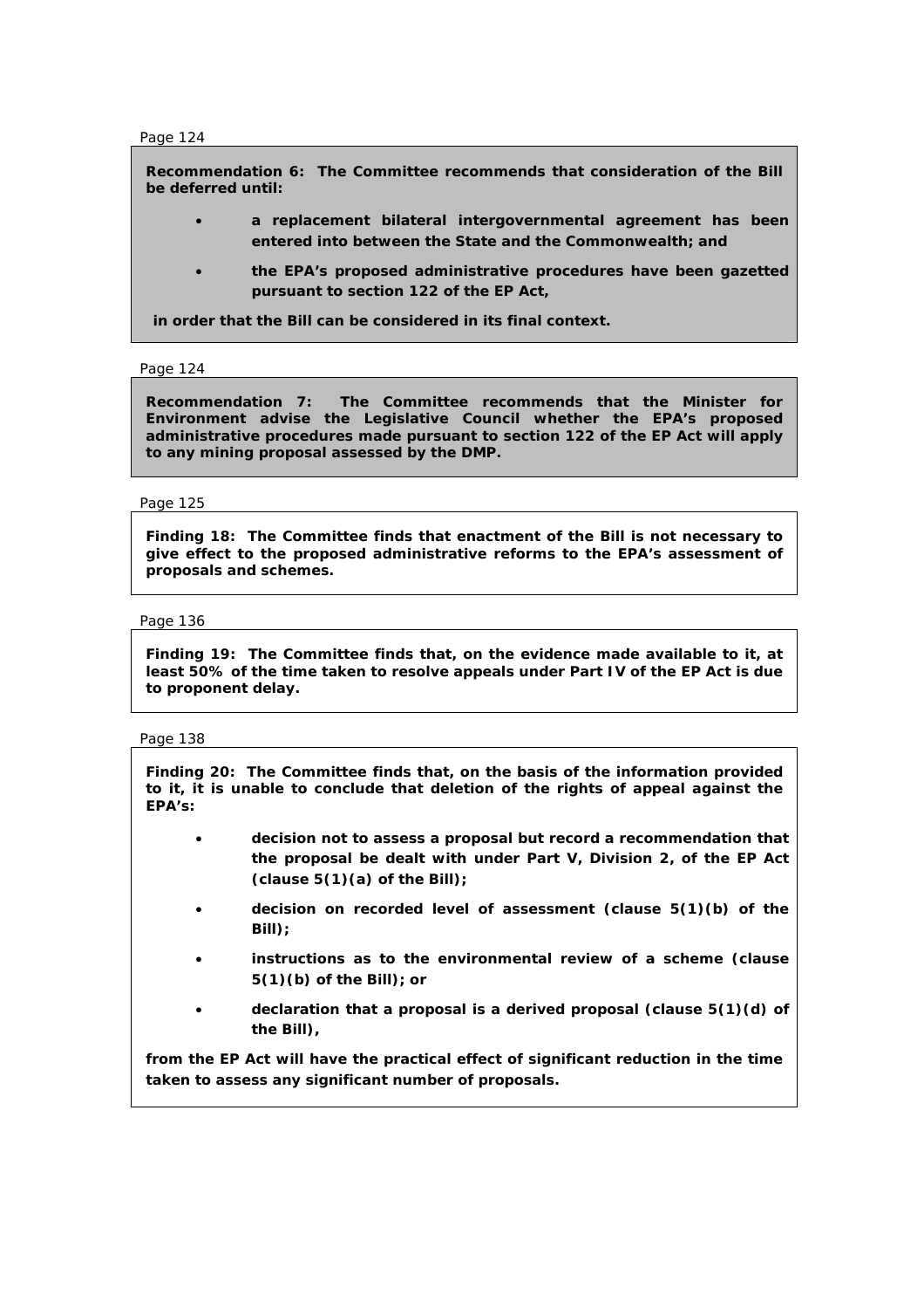Page 124

**Recommendation 6: The Committee recommends that consideration of the Bill be deferred until:**

- **a replacement bilateral intergovernmental agreement has been entered into between the State and the Commonwealth; and**
- **the EPA's proposed administrative procedures have been gazetted pursuant to section 122 of the EP Act,**

**in order that the Bill can be considered in its final context.**

Page 124

**Recommendation 7: The Committee recommends that the Minister for Environment advise the Legislative Council whether the EPA's proposed administrative procedures made pursuant to section 122 of the EP Act will apply to any mining proposal assessed by the DMP.**

Page 125

**Finding 18: The Committee finds that enactment of the Bill is not necessary to give effect to the proposed administrative reforms to the EPA's assessment of proposals and schemes.**

Page 136

**Finding 19: The Committee finds that, on the evidence made available to it, at least 50% of the time taken to resolve appeals under Part IV of the EP Act is due to proponent delay.**

Page 138

**Finding 20: The Committee finds that, on the basis of the information provided to it, it is unable to conclude that deletion of the rights of appeal against the EPA's:**

- **decision not to assess a proposal but record a recommendation that the proposal be dealt with under Part V, Division 2, of the EP Act (clause 5(1)(a) of the Bill);**
- **decision on recorded level of assessment (clause 5(1)(b) of the Bill);**
- **instructions as to the environmental review of a scheme (clause 5(1)(b) of the Bill); or**
- **declaration that a proposal is a derived proposal (clause 5(1)(d) of the Bill),**

**from the EP Act will have the practical effect of significant reduction in the time taken to assess any significant number of proposals.**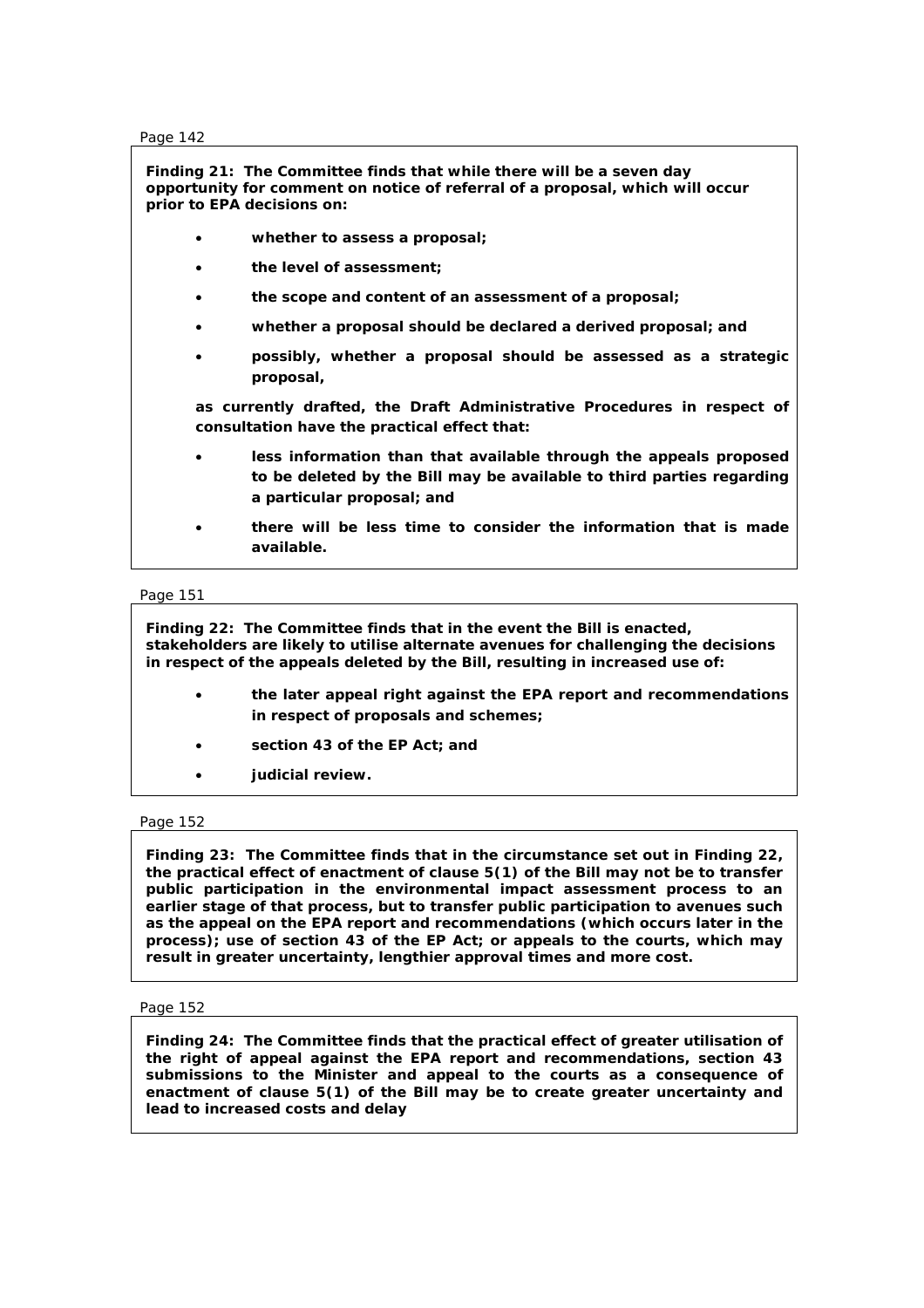Page 142

**Finding 21: The Committee finds that while there will be a seven day opportunity for comment on notice of referral of a proposal, which will occur prior to EPA decisions on:**

- **whether to assess a proposal;**
- **the level of assessment;**
- **the scope and content of an assessment of a proposal;**
- **whether a proposal should be declared a derived proposal; and**
- **possibly, whether a proposal should be assessed as a strategic proposal,**

**as currently drafted, the Draft Administrative Procedures in respect of consultation have the practical effect that:**

- **less information than that available through the appeals proposed to be deleted by the Bill may be available to third parties regarding a particular proposal; and**
- **there will be less time to consider the information that is made available.**

Page 151

**Finding 22: The Committee finds that in the event the Bill is enacted, stakeholders are likely to utilise alternate avenues for challenging the decisions in respect of the appeals deleted by the Bill, resulting in increased use of:**

- **the later appeal right against the EPA report and recommendations in respect of proposals and schemes;**
- **section 43 of the EP Act; and**
- **judicial review.**

Page 152

**Finding 23: The Committee finds that in the circumstance set out in Finding 22, the practical effect of enactment of clause 5(1) of the Bill may not be to transfer public participation in the environmental impact assessment process to an earlier stage of that process, but to transfer public participation to avenues such as the appeal on the EPA report and recommendations (which occurs later in the process); use of section 43 of the EP Act; or appeals to the courts, which may result in greater uncertainty, lengthier approval times and more cost.**

Page 152

**Finding 24: The Committee finds that the practical effect of greater utilisation of the right of appeal against the EPA report and recommendations, section 43 submissions to the Minister and appeal to the courts as a consequence of enactment of clause 5(1) of the Bill may be to create greater uncertainty and lead to increased costs and delay**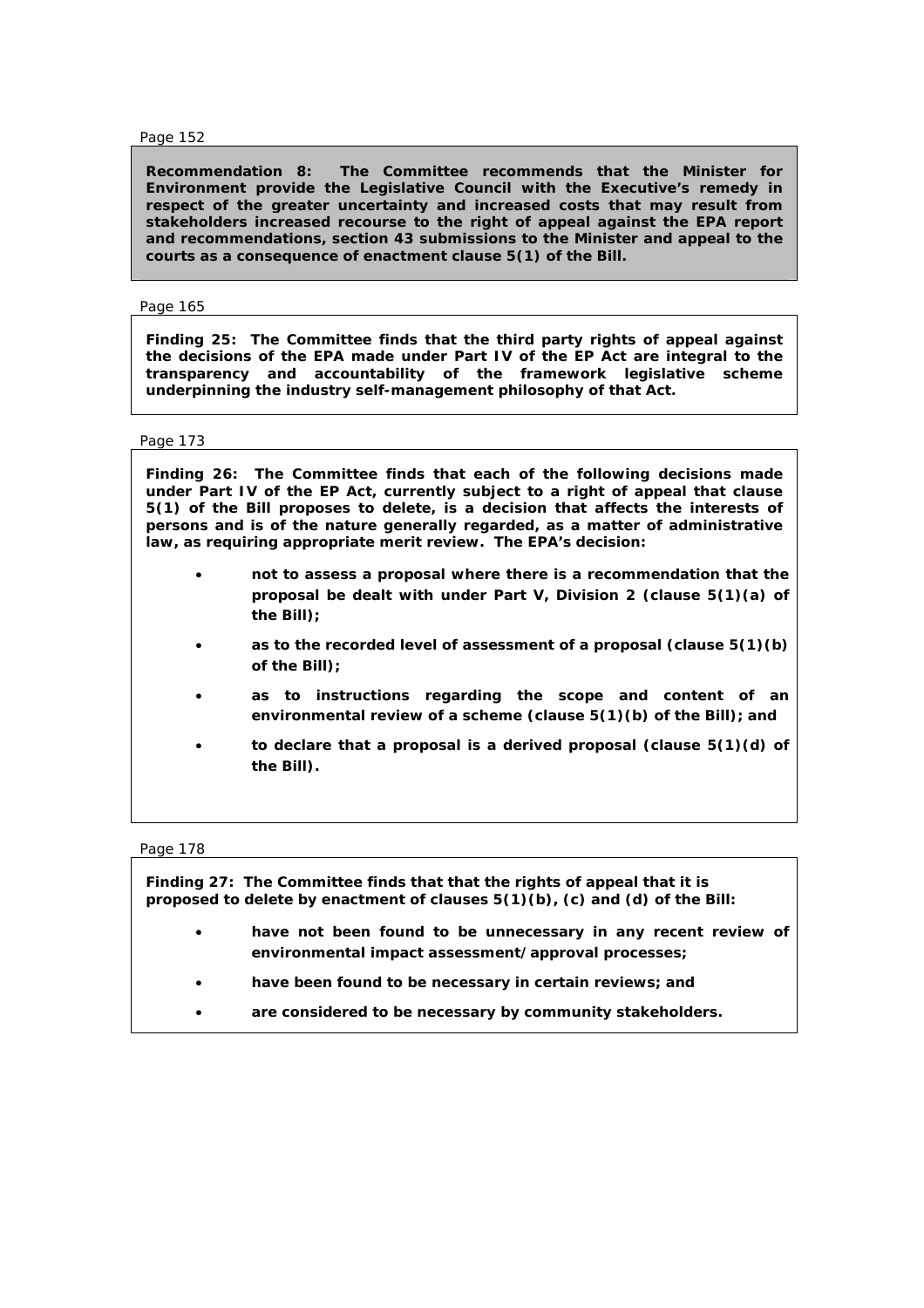Page 152

**Recommendation 8: The Committee recommends that the Minister for Environment provide the Legislative Council with the Executive's remedy in respect of the greater uncertainty and increased costs that may result from stakeholders increased recourse to the right of appeal against the EPA report and recommendations, section 43 submissions to the Minister and appeal to the courts as a consequence of enactment clause 5(1) of the Bill.**

Page 165

**Finding 25: The Committee finds that the third party rights of appeal against the decisions of the EPA made under Part IV of the EP Act are integral to the transparency and accountability of the framework legislative scheme underpinning the industry self-management philosophy of that Act.**

Page 173

**Finding 26: The Committee finds that each of the following decisions made under Part IV of the EP Act, currently subject to a right of appeal that clause 5(1) of the Bill proposes to delete, is a decision that affects the interests of persons and is of the nature generally regarded, as a matter of administrative law, as requiring appropriate merit review. The EPA's decision:**

- **not to assess a proposal where there is a recommendation that the proposal be dealt with under Part V, Division 2 (clause 5(1)(a) of the Bill);**
- **as to the recorded level of assessment of a proposal (clause 5(1)(b) of the Bill);**
- **as to instructions regarding the scope and content of an environmental review of a scheme (clause 5(1)(b) of the Bill); and**
- **to declare that a proposal is a derived proposal (clause 5(1)(d) of the Bill).**

Page 178

**Finding 27: The Committee finds that that the rights of appeal that it is proposed to delete by enactment of clauses 5(1)(b), (c) and (d) of the Bill:**

- **have not been found to be unnecessary in any recent review of environmental impact assessment/approval processes;**
- **have been found to be necessary in certain reviews; and**
- **are considered to be necessary by community stakeholders.**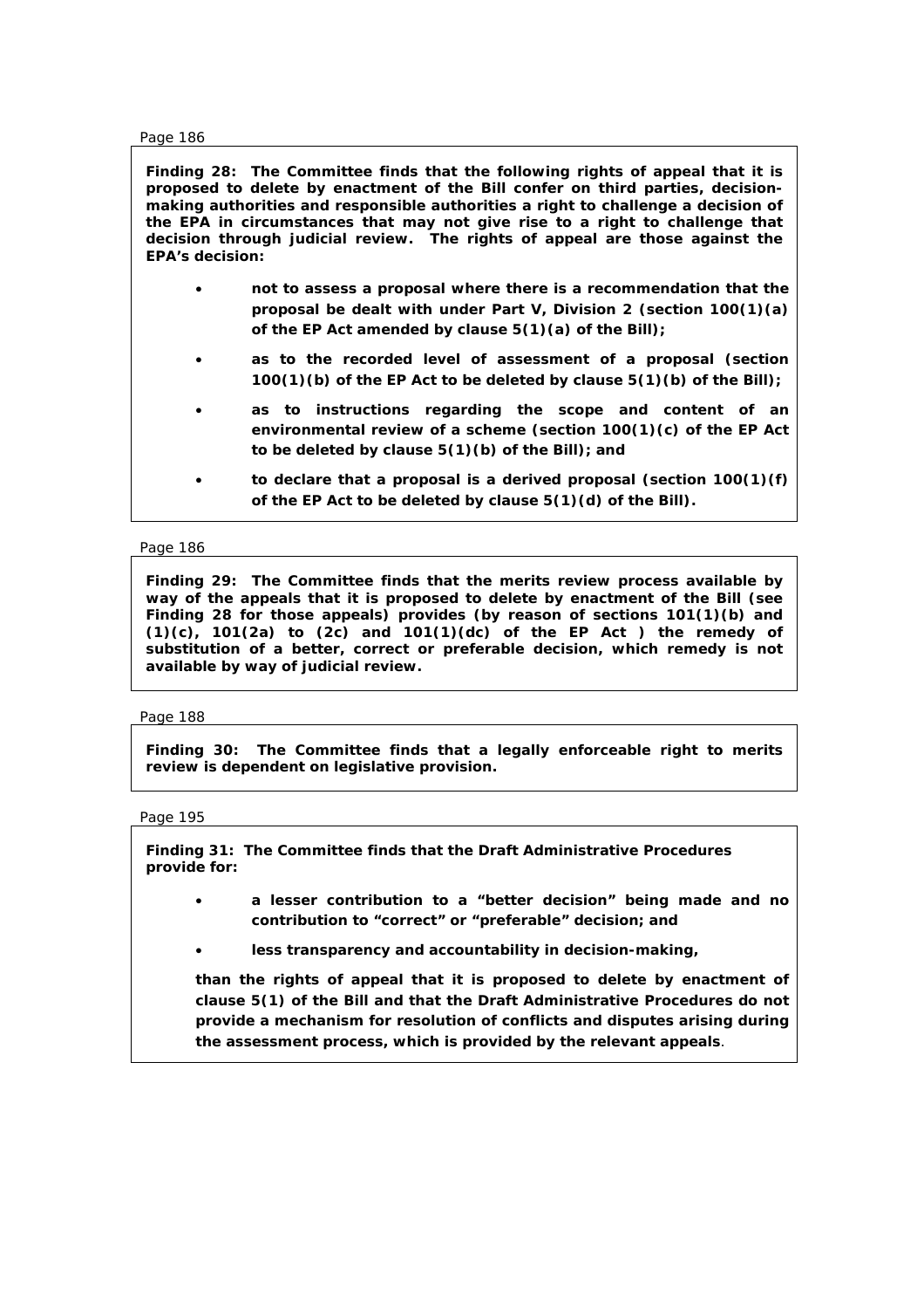Page 186

**Finding 28: The Committee finds that the following rights of appeal that it is proposed to delete by enactment of the Bill confer on third parties, decision-making authorities and responsible authorities a right to challenge a decision of the EPA in circumstances that may not give rise to a right to challenge that decision through judicial review. The rights of appeal are those against the EPA's decision:**

- **not to assess a proposal where there is a recommendation that the proposal be dealt with under Part V, Division 2 (section 100(1)(a) of the EP Act amended by clause 5(1)(a) of the Bill);**
- **as to the recorded level of assessment of a proposal (section 100(1)(b) of the EP Act to be deleted by clause 5(1)(b) of the Bill);**
- **as to instructions regarding the scope and content of an environmental review of a scheme (section 100(1)(c) of the EP Act to be deleted by clause 5(1)(b) of the Bill); and**
- **to declare that a proposal is a derived proposal (section 100(1)(f) of the EP Act to be deleted by clause 5(1)(d) of the Bill).**

Page 186

**Finding 29: The Committee finds that the merits review process available by way of the appeals that it is proposed to delete by enactment of the Bill (see Finding 28 for those appeals) provides (by reason of sections 101(1)(b) and (1)(c), 101(2a) to (2c) and 101(1)(dc) of the EP Act ) the remedy of substitution of a better, correct or preferable decision, which remedy is not available by way of judicial review.**

Page 188

**Finding 30: The Committee finds that a legally enforceable right to merits review is dependent on legislative provision.**

Page 195

**Finding 31: The Committee finds that the Draft Administrative Procedures provide for:**

- **a lesser contribution to a "better decision" being made and no contribution to "correct" or "preferable" decision; and**
- **less transparency and accountability in decision-making,**

**than the rights of appeal that it is proposed to delete by enactment of clause 5(1) of the Bill and that the Draft Administrative Procedures do not provide a mechanism for resolution of conflicts and disputes arising during the assessment process, which is provided by the relevant appeals**.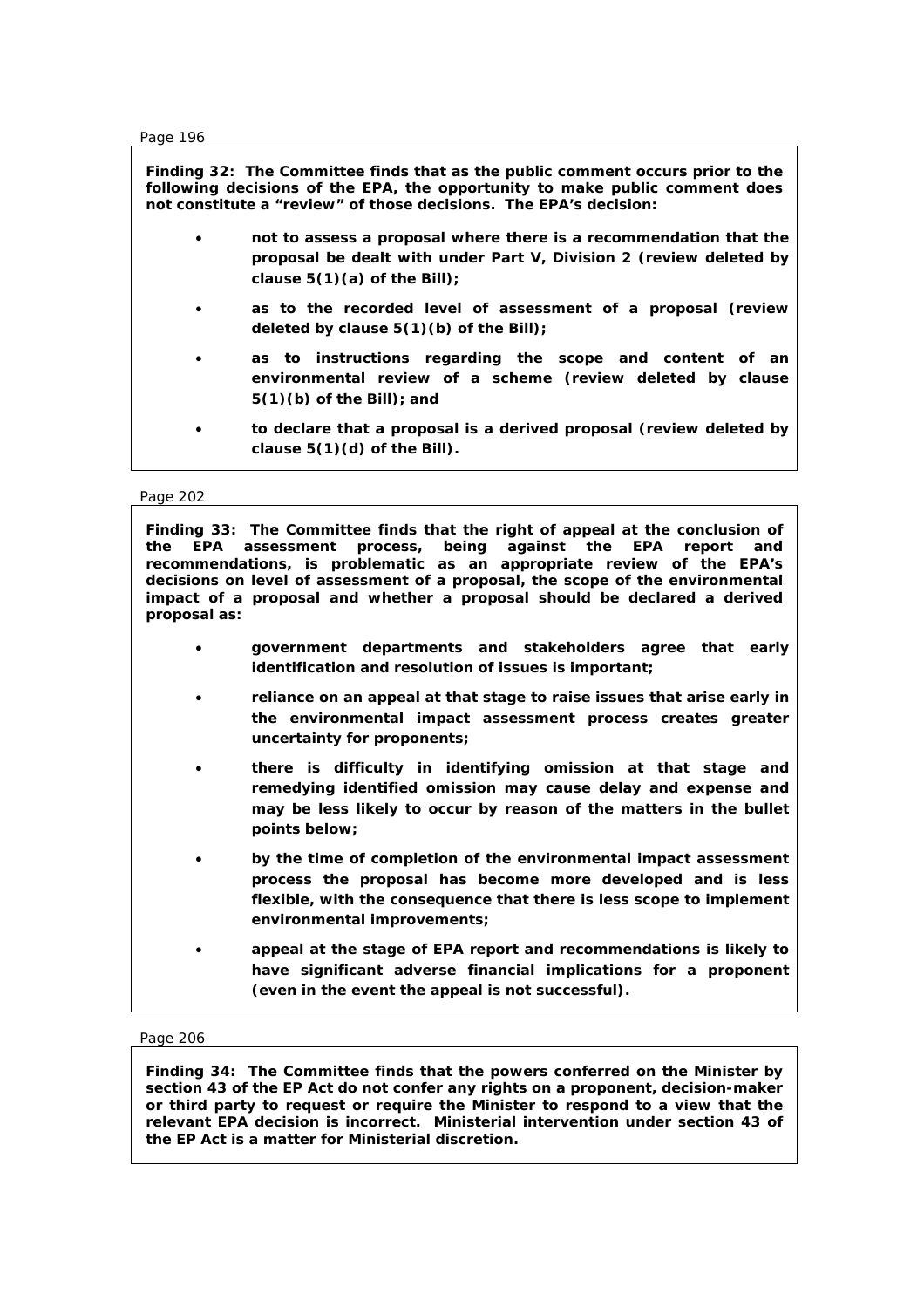Page 196

**Finding 32: The Committee finds that as the public comment occurs prior to the following decisions of the EPA, the opportunity to make public comment does not constitute a "review" of those decisions. The EPA's decision:**

- **not to assess a proposal where there is a recommendation that the proposal be dealt with under Part V, Division 2 (review deleted by clause 5(1)(a) of the Bill);**
- **as to the recorded level of assessment of a proposal (review deleted by clause 5(1)(b) of the Bill);**
- **as to instructions regarding the scope and content of an environmental review of a scheme (review deleted by clause 5(1)(b) of the Bill); and**
- **to declare that a proposal is a derived proposal (review deleted by clause 5(1)(d) of the Bill).**

Page 202

**Finding 33: The Committee finds that the right of appeal at the conclusion of the EPA assessment process, being against the EPA report and recommendations, is problematic as an appropriate review of the EPA's decisions on level of assessment of a proposal, the scope of the environmental impact of a proposal and whether a proposal should be declared a derived proposal as:**

- **government departments and stakeholders agree that early identification and resolution of issues is important;**
- **reliance on an appeal at that stage to raise issues that arise early in the environmental impact assessment process creates greater uncertainty for proponents;**
- **there is difficulty in identifying omission at that stage and remedying identified omission may cause delay and expense and may be less likely to occur by reason of the matters in the bullet points below;**
- **by the time of completion of the environmental impact assessment process the proposal has become more developed and is less flexible, with the consequence that there is less scope to implement environmental improvements;**
- **appeal at the stage of EPA report and recommendations is likely to have significant adverse financial implications for a proponent (even in the event the appeal is not successful).**

Page 206

**Finding 34: The Committee finds that the powers conferred on the Minister by section 43 of the EP Act do not confer any rights on a proponent, decision-maker or third party to request or require the Minister to respond to a view that the relevant EPA decision is incorrect. Ministerial intervention under section 43 of the EP Act is a matter for Ministerial discretion.**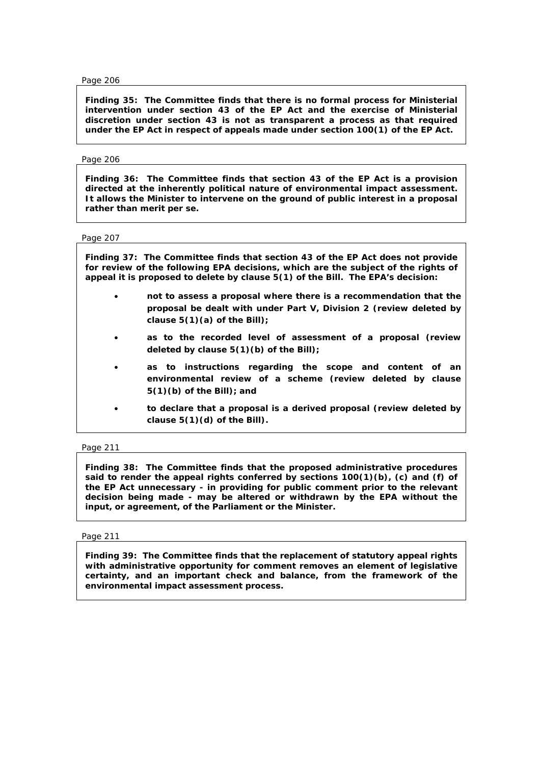Page 206

**Finding 35: The Committee finds that there is no formal process for Ministerial intervention under section 43 of the EP Act and the exercise of Ministerial discretion under section 43 is not as transparent a process as that required under the EP Act in respect of appeals made under section 100(1) of the EP Act.**

Page 206

**Finding 36: The Committee finds that section 43 of the EP Act is a provision directed at the inherently political nature of environmental impact assessment. It allows the Minister to intervene on the ground of public interest in a proposal rather than merit per se.**

Page 207

**Finding 37: The Committee finds that section 43 of the EP Act does not provide for review of the following EPA decisions, which are the subject of the rights of appeal it is proposed to delete by clause 5(1) of the Bill. The EPA's decision:**

- **not to assess a proposal where there is a recommendation that the proposal be dealt with under Part V, Division 2 (review deleted by clause 5(1)(a) of the Bill);**
- **as to the recorded level of assessment of a proposal (review deleted by clause 5(1)(b) of the Bill);**
- **as to instructions regarding the scope and content of an environmental review of a scheme (review deleted by clause 5(1)(b) of the Bill); and**
- **to declare that a proposal is a derived proposal (review deleted by clause 5(1)(d) of the Bill).**

Page 211

**Finding 38: The Committee finds that the proposed administrative procedures said to render the appeal rights conferred by sections 100(1)(b), (c) and (f) of the EP Act unnecessary - in providing for public comment prior to the relevant decision being made - may be altered or withdrawn by the EPA without the input, or agreement, of the Parliament or the Minister.**

Page 211

**Finding 39: The Committee finds that the replacement of statutory appeal rights with administrative opportunity for comment removes an element of legislative certainty, and an important check and balance, from the framework of the environmental impact assessment process.**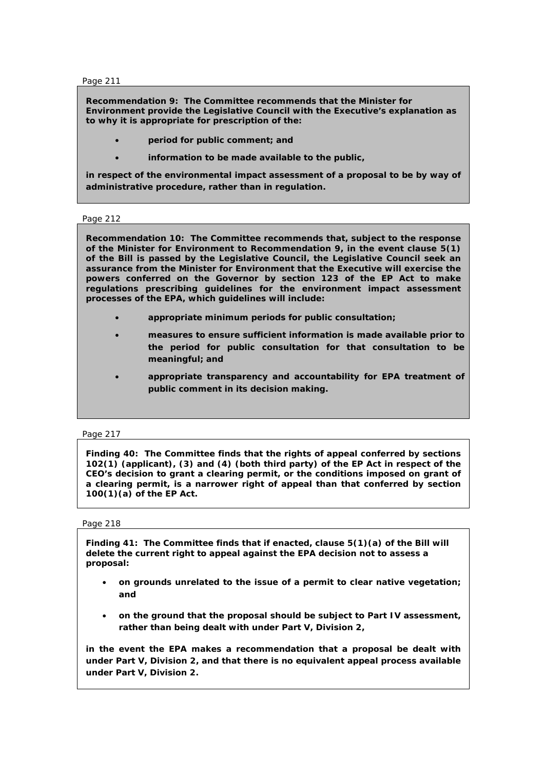Page 211

**Recommendation 9: The Committee recommends that the Minister for Environment provide the Legislative Council with the Executive's explanation as to why it is appropriate for prescription of the:**

- **period for public comment; and**
- **information to be made available to the public,**

**in respect of the environmental impact assessment of a proposal to be by way of administrative procedure, rather than in regulation.**

Page 212

**Recommendation 10: The Committee recommends that, subject to the response of the Minister for Environment to Recommendation 9, in the event clause 5(1) of the Bill is passed by the Legislative Council, the Legislative Council seek an assurance from the Minister for Environment that the Executive will exercise the powers conferred on the Governor by section 123 of the EP Act to make regulations prescribing guidelines for the environment impact assessment processes of the EPA, which guidelines will include:**

- **appropriate minimum periods for public consultation;**
- **measures to ensure sufficient information is made available prior to the period for public consultation for that consultation to be meaningful; and**
- **appropriate transparency and accountability for EPA treatment of public comment in its decision making.**

Page 217

**Finding 40: The Committee finds that the rights of appeal conferred by sections 102(1) (applicant), (3) and (4) (both third party) of the EP Act in respect of the CEO's decision to grant a clearing permit, or the conditions imposed on grant of a clearing permit, is a narrower right of appeal than that conferred by section 100(1)(a) of the EP Act.**

Page 218

**Finding 41: The Committee finds that if enacted, clause 5(1)(a) of the Bill will delete the current right to appeal against the EPA decision not to assess a proposal:**

- **on grounds unrelated to the issue of a permit to clear native vegetation; and**
- **on the ground that the proposal should be subject to Part IV assessment, rather than being dealt with under Part V, Division 2,**

**in the event the EPA makes a recommendation that a proposal be dealt with under Part V, Division 2, and that there is no equivalent appeal process available under Part V, Division 2.**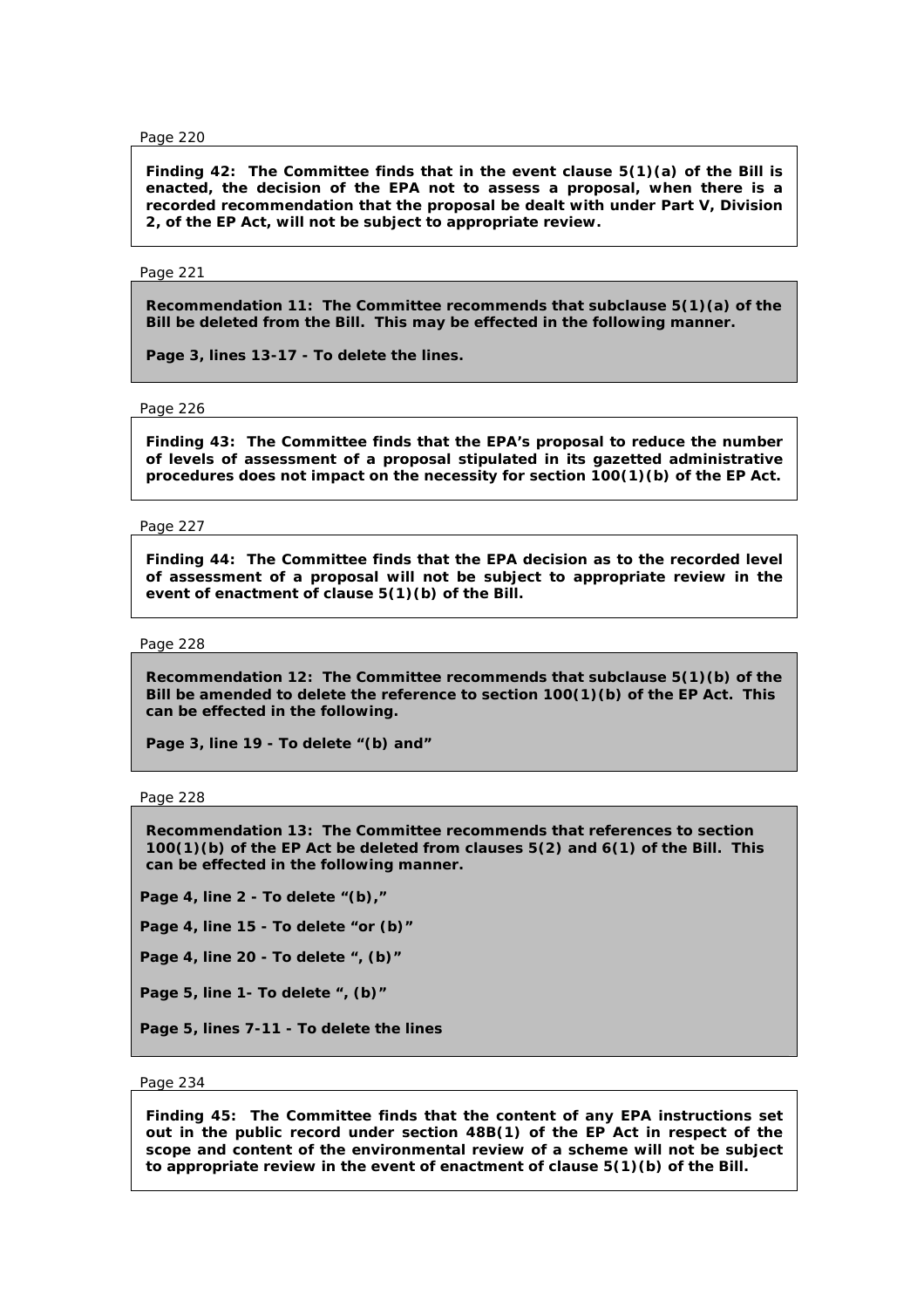Page 220

**Finding 42: The Committee finds that in the event clause 5(1)(a) of the Bill is enacted, the decision of the EPA not to assess a proposal, when there is a recorded recommendation that the proposal be dealt with under Part V, Division 2, of the EP Act, will not be subject to appropriate review.**

Page 221

**Recommendation 11: The Committee recommends that subclause 5(1)(a) of the Bill be deleted from the Bill. This may be effected in the following manner.**

**Page 3, lines 13-17 - To delete the lines.**

Page 226

**Finding 43: The Committee finds that the EPA's proposal to reduce the number of levels of assessment of a proposal stipulated in its gazetted administrative procedures does not impact on the necessity for section 100(1)(b) of the EP Act.**

Page 227

**Finding 44: The Committee finds that the EPA decision as to the recorded level of assessment of a proposal will not be subject to appropriate review in the event of enactment of clause 5(1)(b) of the Bill.**

Page 228

**Recommendation 12: The Committee recommends that subclause 5(1)(b) of the Bill be amended to delete the reference to section 100(1)(b) of the EP Act. This can be effected in the following.**

**Page 3, line 19 - To delete "(b) and"**

Page 228

**Recommendation 13: The Committee recommends that references to section 100(1)(b) of the EP Act be deleted from clauses 5(2) and 6(1) of the Bill. This can be effected in the following manner.**

**Page 4, line 2 - To delete "(b),"**

**Page 4, line 15 - To delete "or (b)"**

**Page 4, line 20 - To delete ", (b)"**

**Page 5, line 1- To delete ", (b)"**

**Page 5, lines 7-11 - To delete the lines**

Page 234

**Finding 45: The Committee finds that the content of any EPA instructions set out in the public record under section 48B(1) of the EP Act in respect of the scope and content of the environmental review of a scheme will not be subject to appropriate review in the event of enactment of clause 5(1)(b) of the Bill.**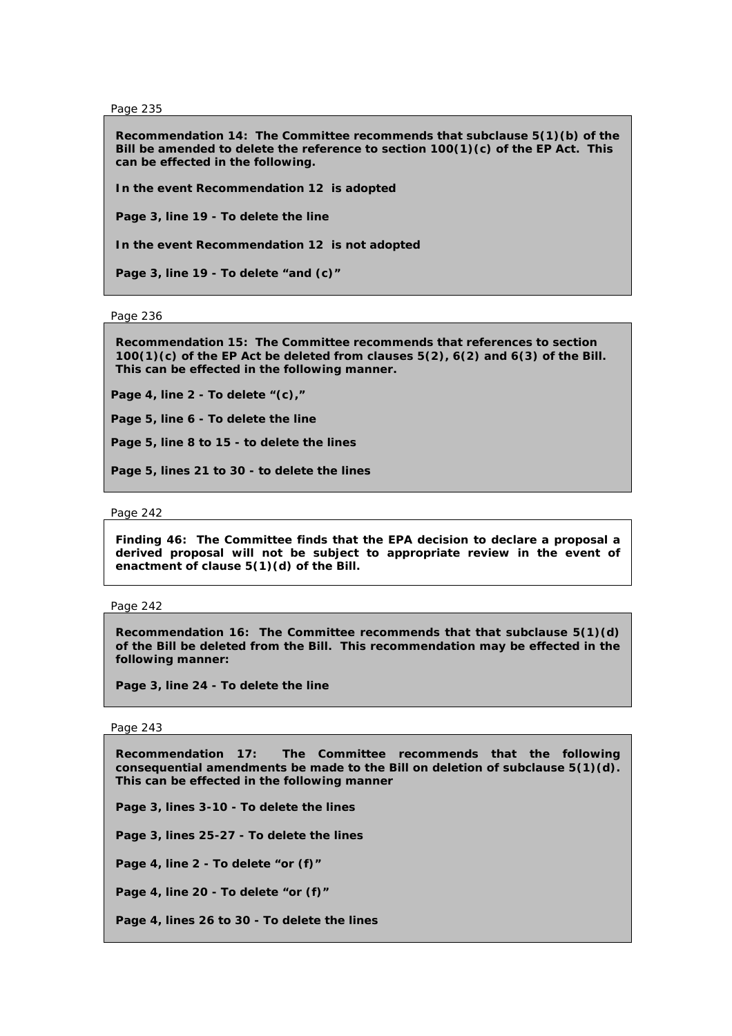Page 235

**Recommendation 14: The Committee recommends that subclause 5(1)(b) of the Bill be amended to delete the reference to section 100(1)(c) of the EP Act. This can be effected in the following.**

**In the event Recommendation 12 is adopted**

**Page 3, line 19 - To delete the line**

**In the event Recommendation 12 is not adopted**

**Page 3, line 19 - To delete "and (c)"**

Page 236

**Recommendation 15: The Committee recommends that references to section 100(1)(c) of the EP Act be deleted from clauses 5(2), 6(2) and 6(3) of the Bill. This can be effected in the following manner.**

**Page 4, line 2 - To delete "(c),"**

**Page 5, line 6 - To delete the line**

**Page 5, line 8 to 15 - to delete the lines**

**Page 5, lines 21 to 30 - to delete the lines**

Page 242

**Finding 46: The Committee finds that the EPA decision to declare a proposal a derived proposal will not be subject to appropriate review in the event of enactment of clause 5(1)(d) of the Bill.**

Page 242

**Recommendation 16: The Committee recommends that that subclause 5(1)(d) of the Bill be deleted from the Bill. This recommendation may be effected in the following manner:**

**Page 3, line 24 - To delete the line**

Page 243

**Recommendation 17: The Committee recommends that the following consequential amendments be made to the Bill on deletion of subclause 5(1)(d). This can be effected in the following manner**

**Page 3, lines 3-10 - To delete the lines**

**Page 3, lines 25-27 - To delete the lines**

**Page 4, line 2 - To delete "or (f)"**

**Page 4, line 20 - To delete "or (f)"**

**Page 4, lines 26 to 30 - To delete the lines**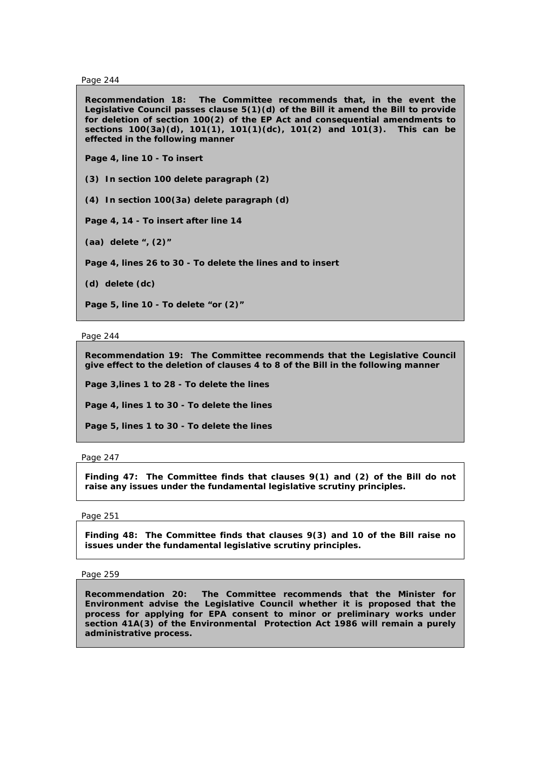Page 244

**Recommendation 18: The Committee recommends that, in the event the Legislative Council passes clause 5(1)(d) of the Bill it amend the Bill to provide for deletion of section 100(2) of the EP Act and consequential amendments to sections 100(3a)(d), 101(1), 101(1)(dc), 101(2) and 101(3). This can be effected in the following manner**

**Page 4, line 10 - To insert**

**(3) In section 100 delete paragraph (2)**

**(4) In section 100(3a) delete paragraph (d)**

**Page 4, 14 - To insert after line 14**

**(aa) delete ", (2)"**

**Page 4, lines 26 to 30 - To delete the lines and to insert**

**(d) delete (dc)**

**Page 5, line 10 - To delete "or (2)"**

Page 244

**Recommendation 19: The Committee recommends that the Legislative Council give effect to the deletion of clauses 4 to 8 of the Bill in the following manner**

**Page 3,lines 1 to 28 - To delete the lines**

**Page 4, lines 1 to 30 - To delete the lines**

**Page 5, lines 1 to 30 - To delete the lines**

Page 247

**Finding 47: The Committee finds that clauses 9(1) and (2) of the Bill do not raise any issues under the fundamental legislative scrutiny principles.**

Page 251

**Finding 48: The Committee finds that clauses 9(3) and 10 of the Bill raise no issues under the fundamental legislative scrutiny principles.**

Page 259

**Recommendation 20: The Committee recommends that the Minister for Environment advise the Legislative Council whether it is proposed that the process for applying for EPA consent to minor or preliminary works under section 41A(3) of the Environmental Protection Act 1986 will remain a purely administrative process.**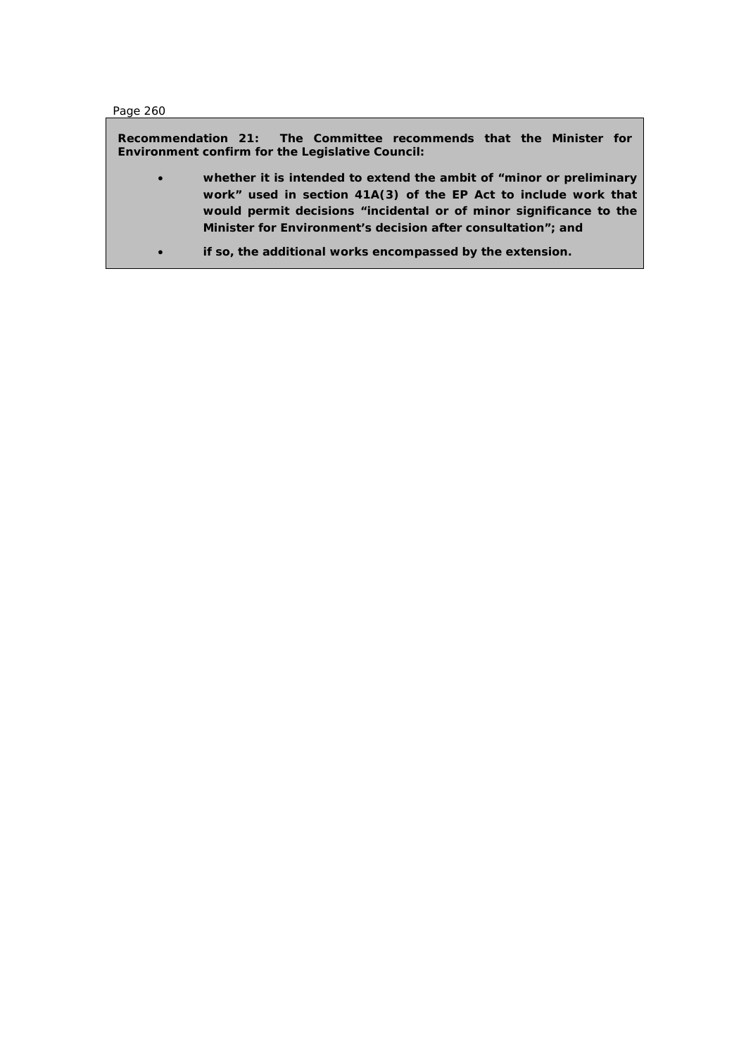Page 260

**Recommendation 21: The Committee recommends that the Minister for Environment confirm for the Legislative Council:**

- **whether it is intended to extend the ambit of "minor or preliminary work" used in section 41A(3) of the EP Act to include work that would permit decisions "incidental or of minor significance to the Minister for Environment's decision after consultation"; and**
- **if so, the additional works encompassed by the extension.**